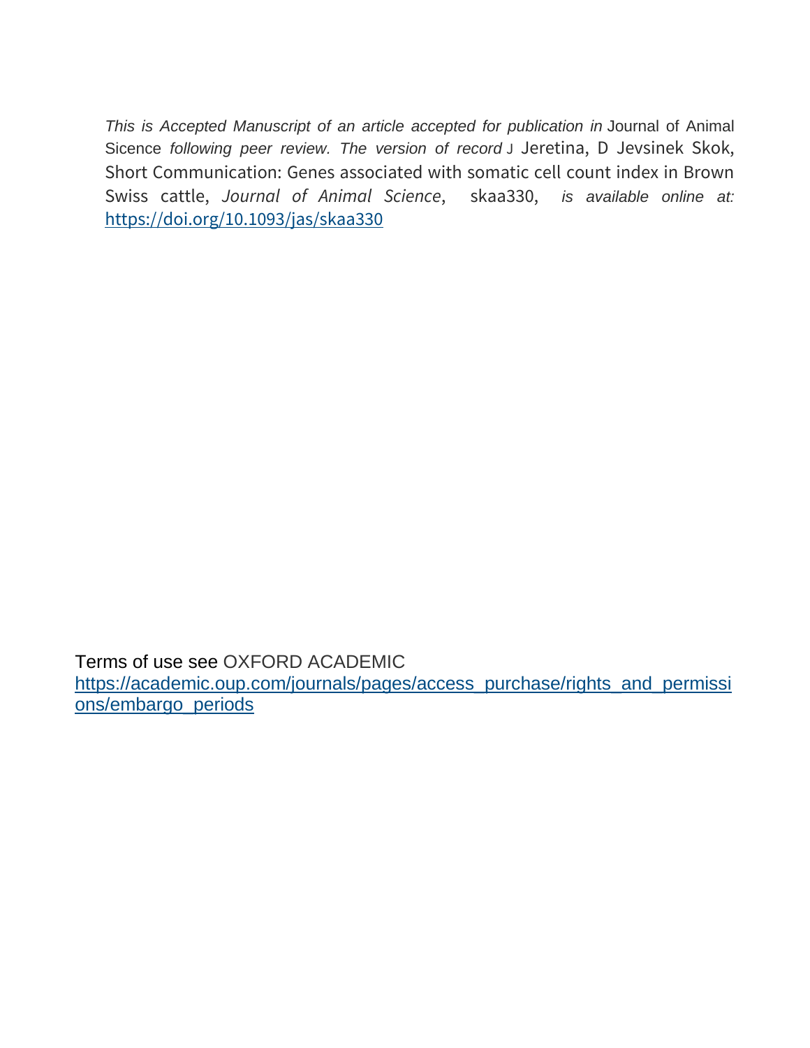*This is Accepted Manuscript of an article accepted for publication in* Journal of Animal Sicence *following peer review. The version of record* J Jeretina, D Jevsinek Skok, Short Communication: Genes associated with somatic cell count index in Brown Swiss cattle, *Journal of Animal Science*, skaa330, *is available online at:* https://doi.org/10.1093/jas/skaa330

Terms of use see OXFORD ACADEMIC https://academic.oup.com/journals/pages/access_purchase/rights_and_permissions/embargo_periods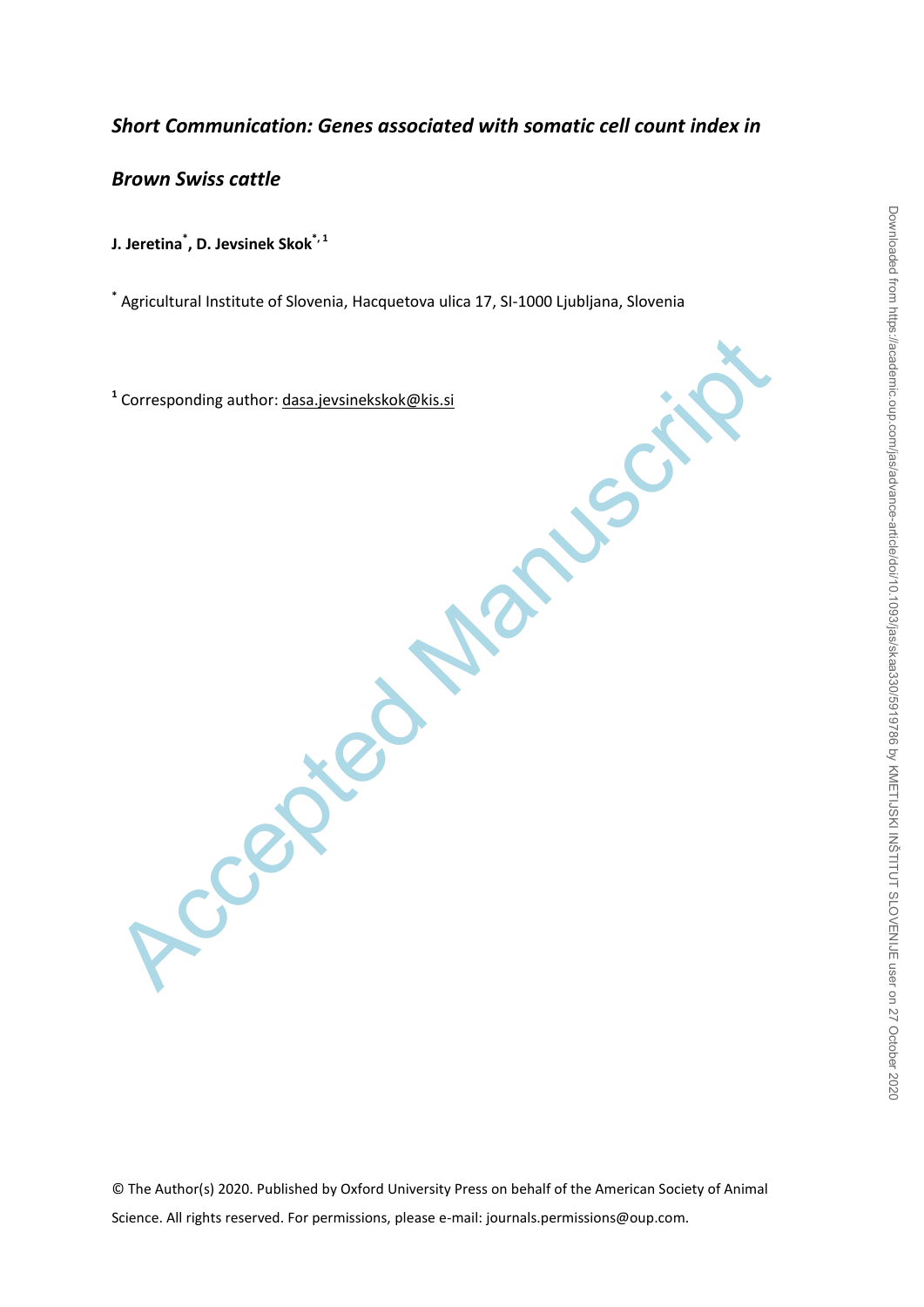*Short Communication: Genes associated with somatic cell count index in Brown Swiss cattle*

**J. Jeretina[*], D. Jevsinek Skok[*, 1]**

[*] Agricultural Institute of Slovenia, Hacquetova ulica 17, SI-1000 Ljubljana, Slovenia

[1] Corresponding author: dasa.jevsinekskok@kis.si

© The Author(s) 2020. Published by Oxford University Press on behalf of the American Society of Animal Science. All rights reserved. For permissions, please e-mail: journals.permissions@oup.com.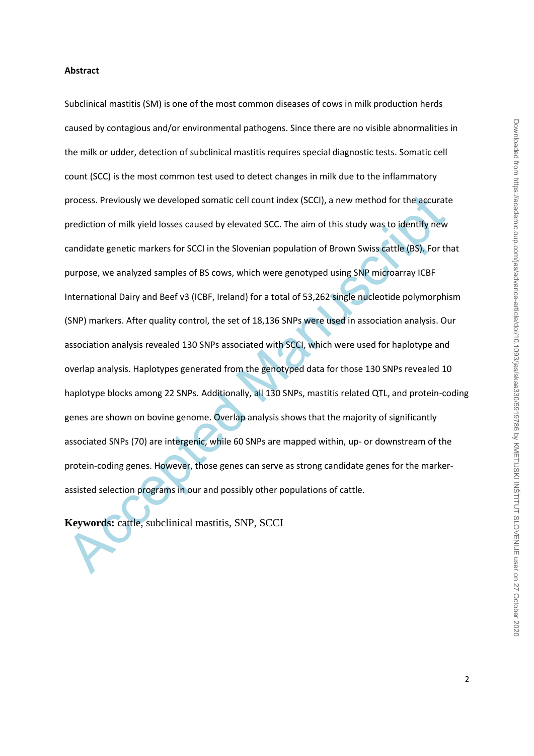**Abstract**

Subclinical mastitis (SM) is one of the most common diseases of cows in milk production herds caused by contagious and/or environmental pathogens. Since there are no visible abnormalities in the milk or udder, detection of subclinical mastitis requires special diagnostic tests. Somatic cell count (SCC) is the most common test used to detect changes in milk due to the inflammatory process. Previously we developed somatic cell count index (SCCI), a new method for the accurate prediction of milk yield losses caused by elevated SCC. The aim of this study was to identify new candidate genetic markers for SCCI in the Slovenian population of Brown Swiss cattle (BS). For that purpose, we analyzed samples of BS cows, which were genotyped using SNP microarray ICBF International Dairy and Beef v3 (ICBF, Ireland) for a total of 53,262 single nucleotide polymorphism (SNP) markers. After quality control, the set of 18,136 SNPs were used in association analysis. Our association analysis revealed 130 SNPs associated with SCCI, which were used for haplotype and overlap analysis. Haplotypes generated from the genotyped data for those 130 SNPs revealed 10 haplotype blocks among 22 SNPs. Additionally, all 130 SNPs, mastitis related QTL, and protein-coding genes are shown on bovine genome. Overlap analysis shows that the majority of significantly associated SNPs (70) are intergenic, while 60 SNPs are mapped within, up- or downstream of the protein-coding genes. However, those genes can serve as strong candidate genes for the marker-assisted selection programs in our and possibly other populations of cattle.

**Keywords:** cattle, subclinical mastitis, SNP, SCCI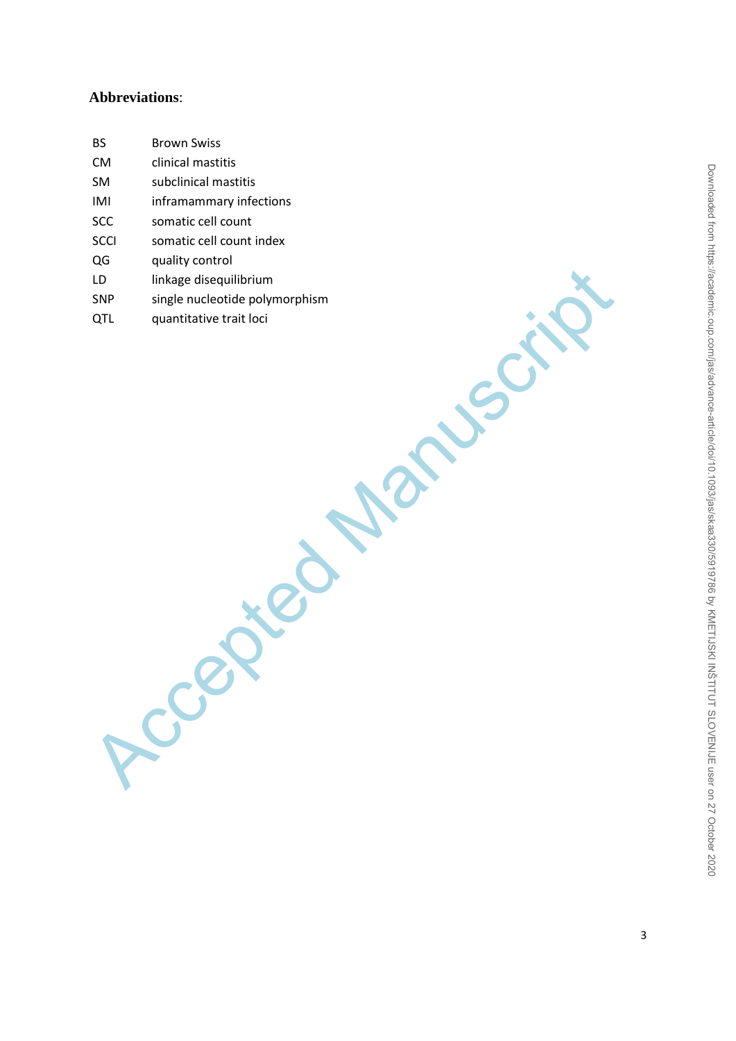**Abbreviations**:

| | |
|---|---|
| BS | Brown Swiss |
| CM | clinical mastitis |
| SM | subclinical mastitis |
| IMI | inframammary infections |
| SCC | somatic cell count |
| SCCI | somatic cell count index |
| QG | quality control |
| LD | linkage disequilibrium |
| SNP | single nucleotide polymorphism |
| QTL | quantitative trait loci |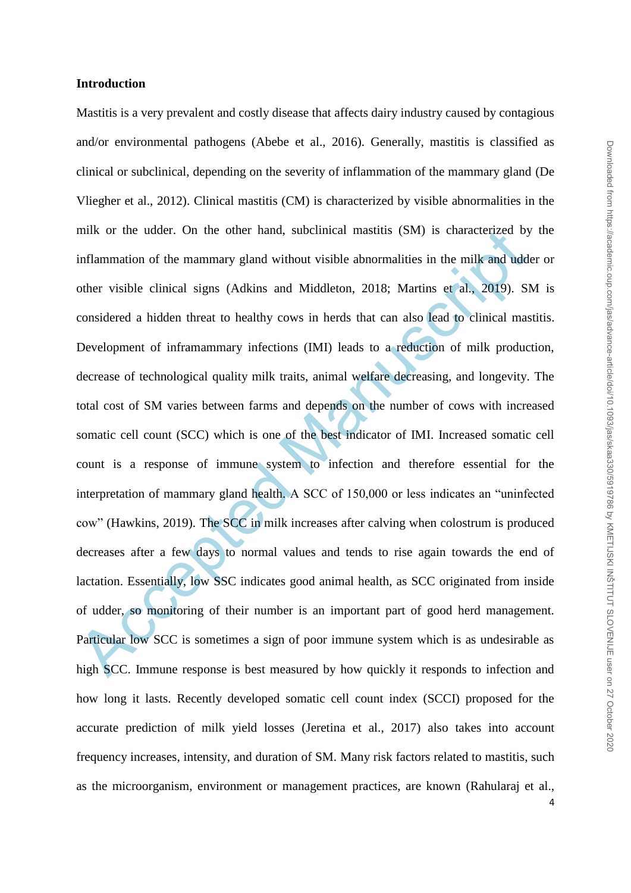## Introduction

Mastitis is a very prevalent and costly disease that affects dairy industry caused by contagious and/or environmental pathogens (Abebe et al., 2016). Generally, mastitis is classified as clinical or subclinical, depending on the severity of inflammation of the mammary gland (De Vliegher et al., 2012). Clinical mastitis (CM) is characterized by visible abnormalities in the milk or the udder. On the other hand, subclinical mastitis (SM) is characterized by the inflammation of the mammary gland without visible abnormalities in the milk and udder or other visible clinical signs (Adkins and Middleton, 2018; Martins et al., 2019). SM is considered a hidden threat to healthy cows in herds that can also lead to clinical mastitis. Development of inframammary infections (IMI) leads to a reduction of milk production, decrease of technological quality milk traits, animal welfare decreasing, and longevity. The total cost of SM varies between farms and depends on the number of cows with increased somatic cell count (SCC) which is one of the best indicator of IMI. Increased somatic cell count is a response of immune system to infection and therefore essential for the interpretation of mammary gland health. A SCC of 150,000 or less indicates an "uninfected cow" (Hawkins, 2019). The SCC in milk increases after calving when colostrum is produced decreases after a few days to normal values and tends to rise again towards the end of lactation. Essentially, low SSC indicates good animal health, as SCC originated from inside of udder, so monitoring of their number is an important part of good herd management. Particular low SCC is sometimes a sign of poor immune system which is as undesirable as high SCC. Immune response is best measured by how quickly it responds to infection and how long it lasts. Recently developed somatic cell count index (SCCI) proposed for the accurate prediction of milk yield losses (Jeretina et al., 2017) also takes into account frequency increases, intensity, and duration of SM. Many risk factors related to mastitis, such as the microorganism, environment or management practices, are known (Rahularaj et al.,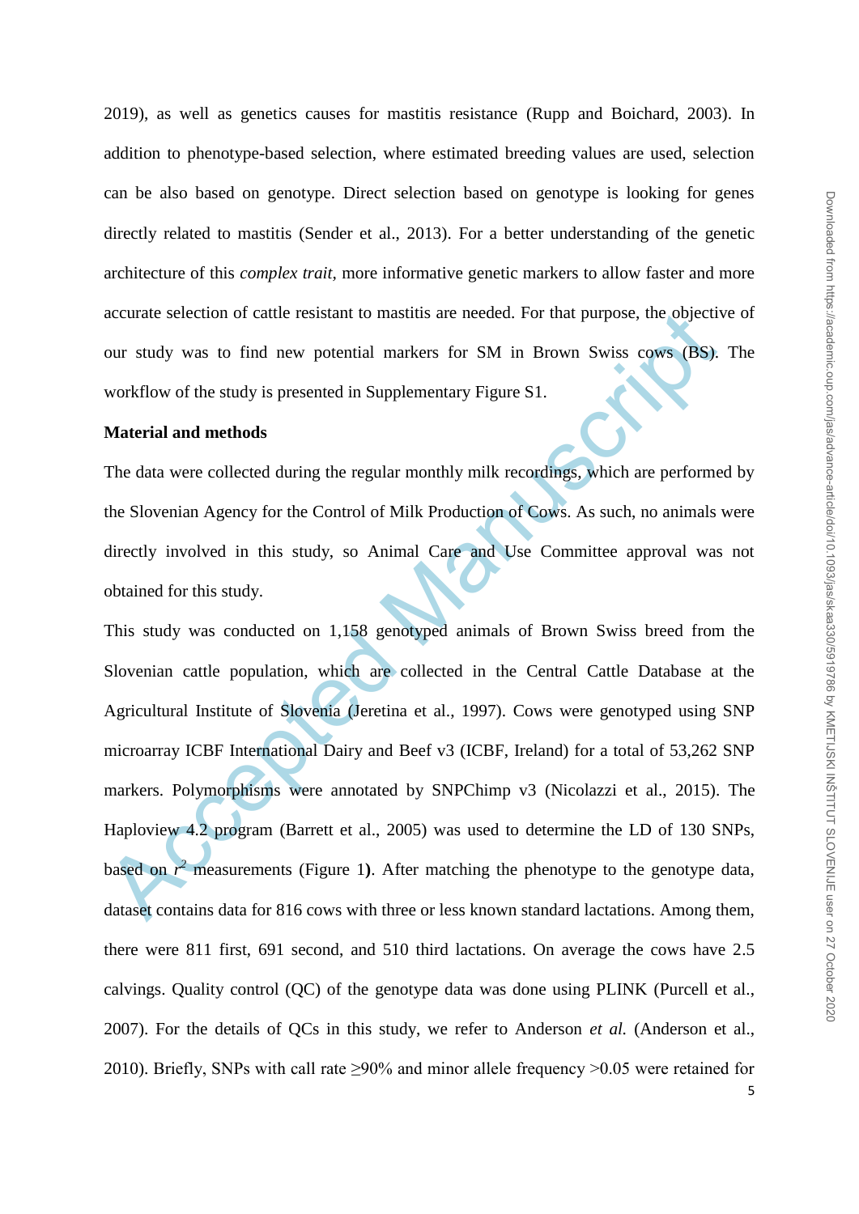2019), as well as genetics causes for mastitis resistance (Rupp and Boichard, 2003). In addition to phenotype-based selection, where estimated breeding values are used, selection can be also based on genotype. Direct selection based on genotype is looking for genes directly related to mastitis (Sender et al., 2013). For a better understanding of the genetic architecture of this *complex trait,* more informative genetic markers to allow faster and more accurate selection of cattle resistant to mastitis are needed. For that purpose, the objective of our study was to find new potential markers for SM in Brown Swiss cows (BS). The workflow of the study is presented in Supplementary Figure S1.

**Material and methods**

The data were collected during the regular monthly milk recordings, which are performed by the Slovenian Agency for the Control of Milk Production of Cows. As such, no animals were directly involved in this study, so Animal Care and Use Committee approval was not obtained for this study.

This study was conducted on 1,158 genotyped animals of Brown Swiss breed from the Slovenian cattle population, which are collected in the Central Cattle Database at the Agricultural Institute of Slovenia (Jeretina et al., 1997). Cows were genotyped using SNP microarray ICBF International Dairy and Beef v3 (ICBF, Ireland) for a total of 53,262 SNP markers. Polymorphisms were annotated by SNPChimp v3 (Nicolazzi et al., 2015). The Haploview 4.2 program (Barrett et al., 2005) was used to determine the LD of 130 SNPs, based on $r^2$ measurements (Figure 1**)**. After matching the phenotype to the genotype data, dataset contains data for 816 cows with three or less known standard lactations. Among them, there were 811 first, 691 second, and 510 third lactations. On average the cows have 2.5 calvings. Quality control (QC) of the genotype data was done using PLINK (Purcell et al., 2007). For the details of QCs in this study, we refer to Anderson *et al.* (Anderson et al., 2010). Briefly, SNPs with call rate ≥90% and minor allele frequency >0.05 were retained for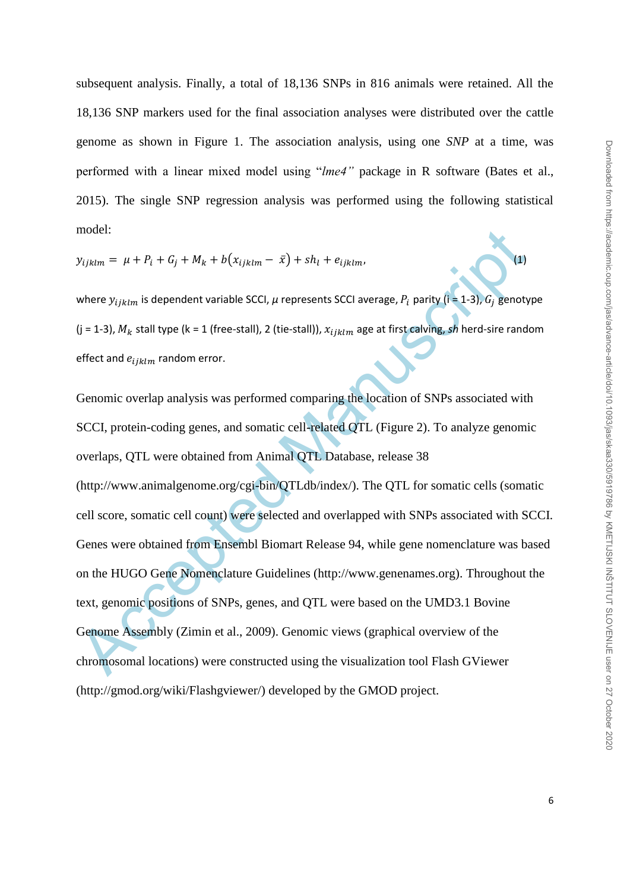subsequent analysis. Finally, a total of 18,136 SNPs in 816 animals were retained. All the 18,136 SNP markers used for the final association analyses were distributed over the cattle genome as shown in Figure 1. The association analysis, using one *SNP* at a time, was performed with a linear mixed model using "*lme4"* package in R software (Bates et al., 2015). The single SNP regression analysis was performed using the following statistical model:

$$y_{ijklm} = \mu + P_i + G_j + M_k + b(x_{ijklm} - \bar{x}) + sh_l + e_{ijklm}, \quad (1)$$

where $y_{ijklm}$ is dependent variable SCCI, $\mu$ represents SCCI average, $P_i$ parity (i = 1-3), $G_j$ genotype (j = 1-3), $M_k$ stall type (k = 1 (free-stall), 2 (tie-stall)), $x_{ijklm}$ age at first calving, *sh* herd-sire random effect and $e_{ijklm}$ random error.

Genomic overlap analysis was performed comparing the location of SNPs associated with SCCI, protein-coding genes, and somatic cell-related QTL (Figure 2). To analyze genomic overlaps, QTL were obtained from Animal QTL Database, release 38 (http://www.animalgenome.org/cgi-bin/QTLdb/index/). The QTL for somatic cells (somatic cell score, somatic cell count) were selected and overlapped with SNPs associated with SCCI. Genes were obtained from Ensembl Biomart Release 94, while gene nomenclature was based on the HUGO Gene Nomenclature Guidelines (http://www.genenames.org). Throughout the text, genomic positions of SNPs, genes, and QTL were based on the UMD3.1 Bovine Genome Assembly (Zimin et al., 2009). Genomic views (graphical overview of the chromosomal locations) were constructed using the visualization tool Flash GViewer (http://gmod.org/wiki/Flashgviewer/) developed by the GMOD project.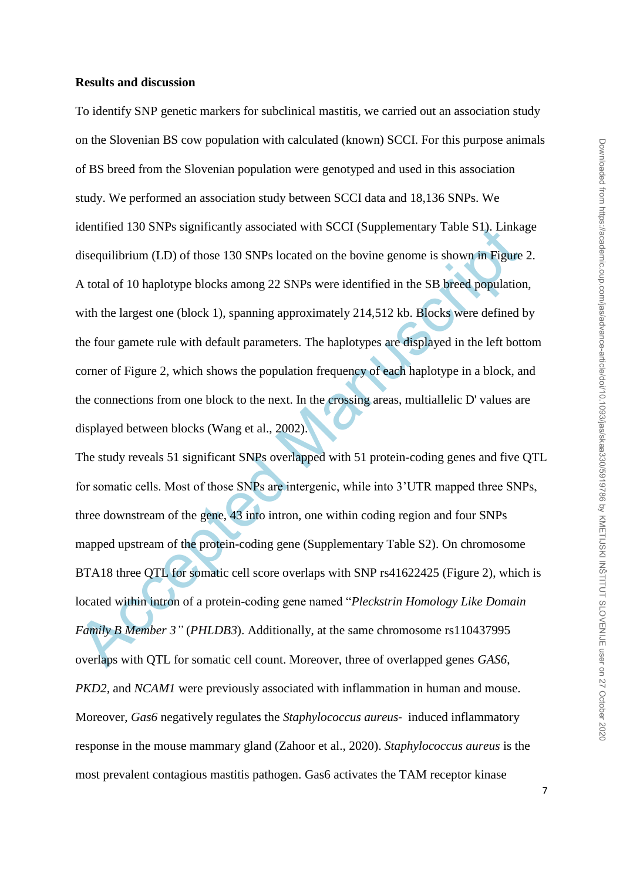**Results and discussion**

To identify SNP genetic markers for subclinical mastitis, we carried out an association study on the Slovenian BS cow population with calculated (known) SCCI. For this purpose animals of BS breed from the Slovenian population were genotyped and used in this association study. We performed an association study between SCCI data and 18,136 SNPs. We identified 130 SNPs significantly associated with SCCI (Supplementary Table S1). Linkage disequilibrium (LD) of those 130 SNPs located on the bovine genome is shown in Figure 2. A total of 10 haplotype blocks among 22 SNPs were identified in the SB breed population, with the largest one (block 1), spanning approximately 214,512 kb. Blocks were defined by the four gamete rule with default parameters. The haplotypes are displayed in the left bottom corner of Figure 2, which shows the population frequency of each haplotype in a block, and the connections from one block to the next. In the crossing areas, multiallelic D' values are displayed between blocks (Wang et al., 2002).

The study reveals 51 significant SNPs overlapped with 51 protein-coding genes and five QTL for somatic cells. Most of those SNPs are intergenic, while into 3'UTR mapped three SNPs, three downstream of the gene, 43 into intron, one within coding region and four SNPs mapped upstream of the protein-coding gene (Supplementary Table S2). On chromosome BTA18 three QTL for somatic cell score overlaps with SNP rs41622425 (Figure 2), which is located within intron of a protein-coding gene named "*Pleckstrin Homology Like Domain Family B Member 3"* (*PHLDB3*). Additionally, at the same chromosome rs110437995 overlaps with QTL for somatic cell count. Moreover, three of overlapped genes *GAS6*, *PKD2*, and *NCAM1* were previously associated with inflammation in human and mouse. Moreover, *Gas6* negatively regulates the *Staphylococcus aureus*- induced inflammatory response in the mouse mammary gland (Zahoor et al., 2020). *Staphylococcus aureus* is the most prevalent contagious mastitis pathogen. Gas6 activates the TAM receptor kinase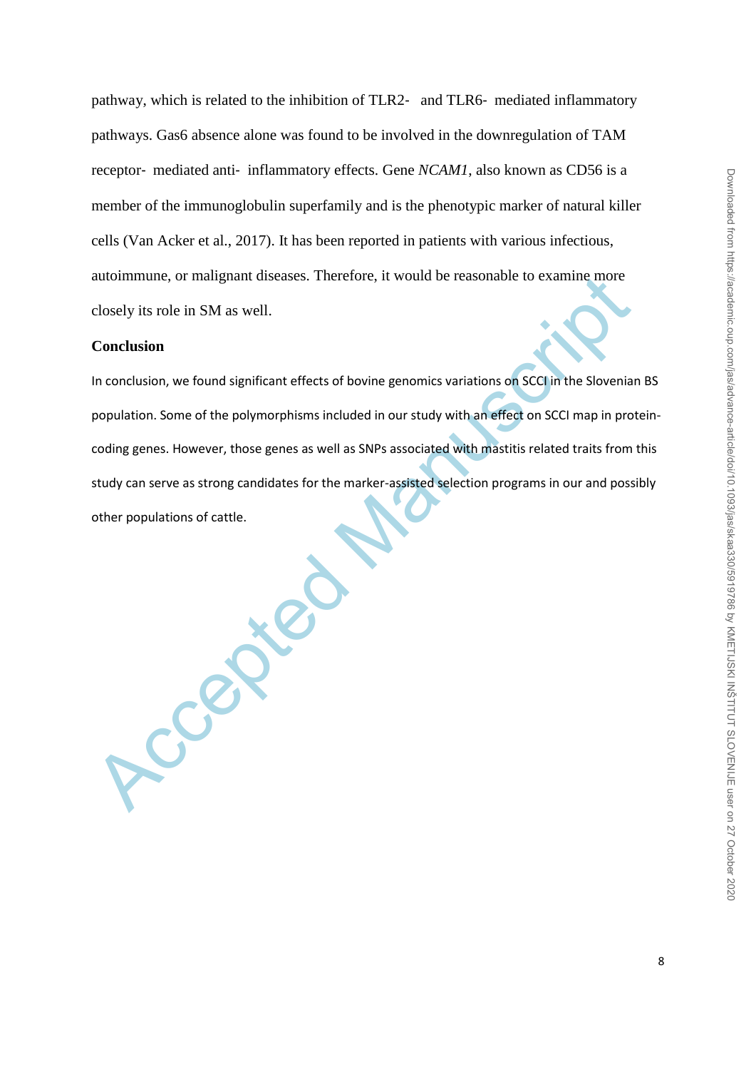pathway, which is related to the inhibition of TLR2- and TLR6- mediated inflammatory pathways. Gas6 absence alone was found to be involved in the downregulation of TAM receptor- mediated anti- inflammatory effects. Gene *NCAM1*, also known as CD56 is a member of the immunoglobulin superfamily and is the phenotypic marker of natural killer cells (Van Acker et al., 2017). It has been reported in patients with various infectious, autoimmune, or malignant diseases. Therefore, it would be reasonable to examine more closely its role in SM as well.

**Conclusion**

In conclusion, we found significant effects of bovine genomics variations on SCCI in the Slovenian BS population. Some of the polymorphisms included in our study with an effect on SCCI map in protein-coding genes. However, those genes as well as SNPs associated with mastitis related traits from this study can serve as strong candidates for the marker-assisted selection programs in our and possibly other populations of cattle.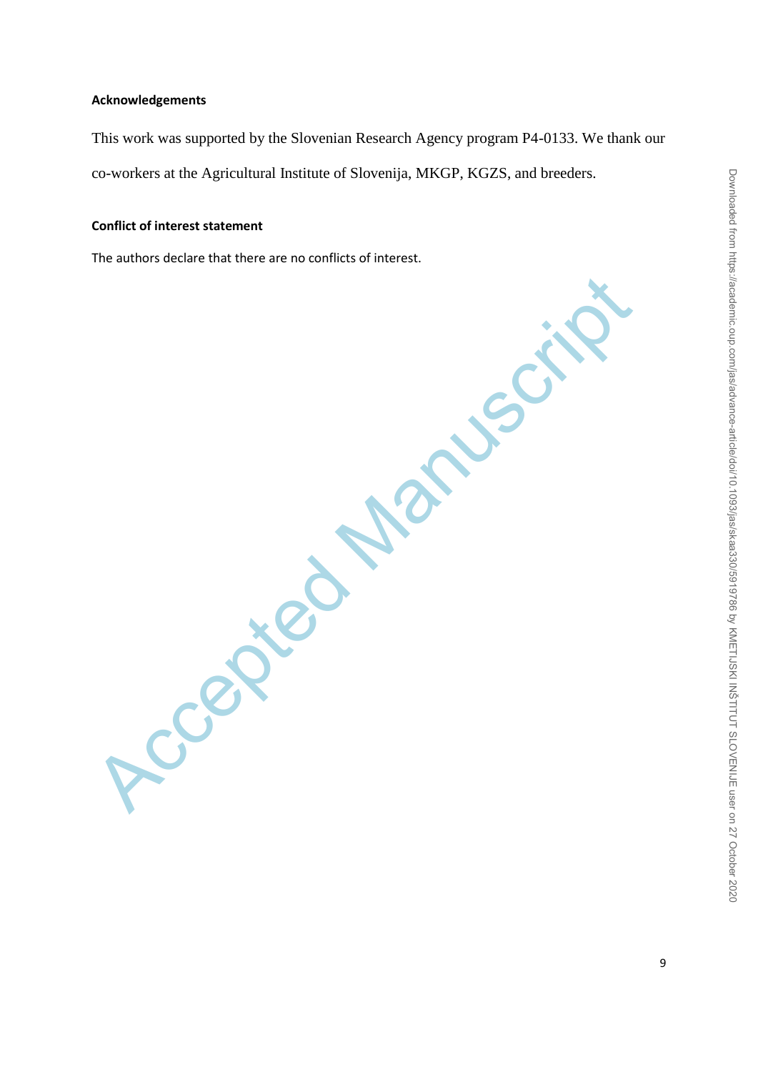#### Acknowledgements

This work was supported by the Slovenian Research Agency program P4-0133. We thank our co-workers at the Agricultural Institute of Slovenija, MKGP, KGZS, and breeders.

#### Conflict of interest statement

The authors declare that there are no conflicts of interest.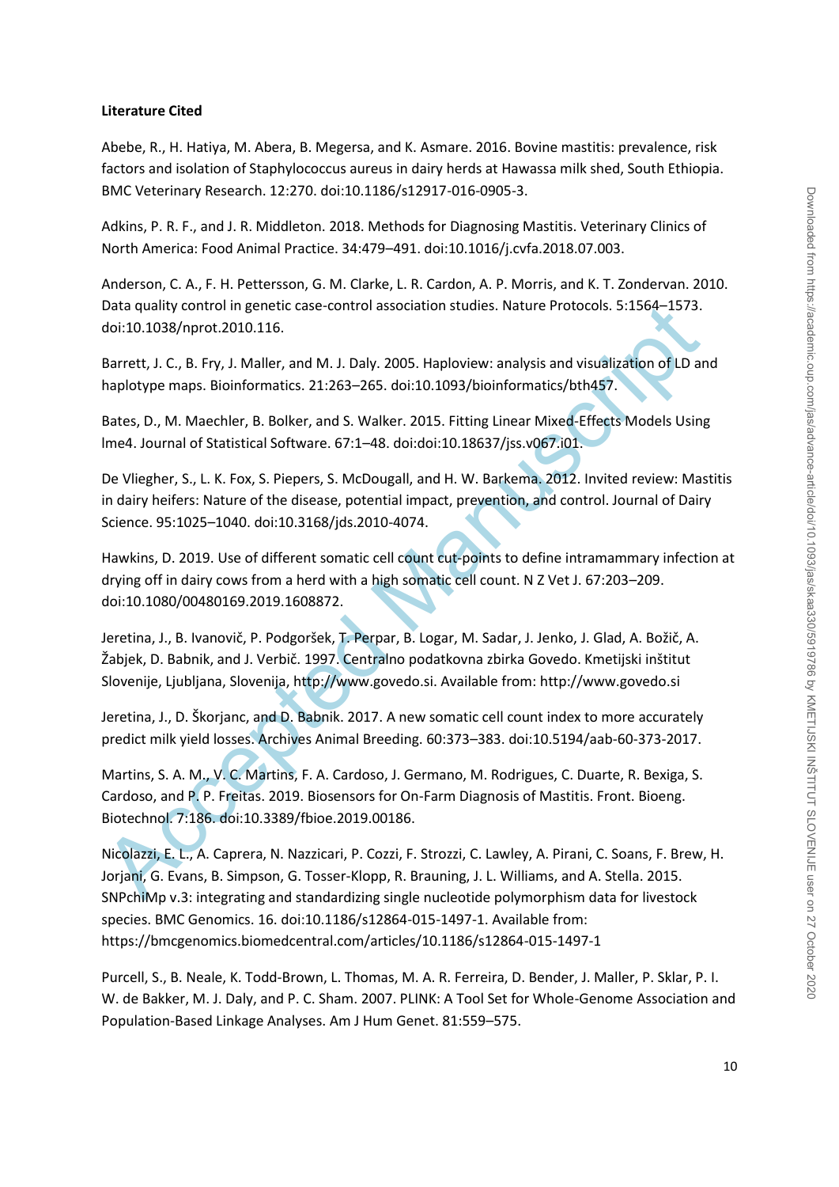**Literature Cited**

Abebe, R., H. Hatiya, M. Abera, B. Megersa, and K. Asmare. 2016. Bovine mastitis: prevalence, risk factors and isolation of Staphylococcus aureus in dairy herds at Hawassa milk shed, South Ethiopia. BMC Veterinary Research. 12:270. doi:10.1186/s12917-016-0905-3.

Adkins, P. R. F., and J. R. Middleton. 2018. Methods for Diagnosing Mastitis. Veterinary Clinics of North America: Food Animal Practice. 34:479–491. doi:10.1016/j.cvfa.2018.07.003.

Anderson, C. A., F. H. Pettersson, G. M. Clarke, L. R. Cardon, A. P. Morris, and K. T. Zondervan. 2010. Data quality control in genetic case-control association studies. Nature Protocols. 5:1564–1573. doi:10.1038/nprot.2010.116.

Barrett, J. C., B. Fry, J. Maller, and M. J. Daly. 2005. Haploview: analysis and visualization of LD and haplotype maps. Bioinformatics. 21:263–265. doi:10.1093/bioinformatics/bth457.

Bates, D., M. Maechler, B. Bolker, and S. Walker. 2015. Fitting Linear Mixed-Effects Models Using lme4. Journal of Statistical Software. 67:1–48. doi:doi:10.18637/jss.v067.i01.

De Vliegher, S., L. K. Fox, S. Piepers, S. McDougall, and H. W. Barkema. 2012. Invited review: Mastitis in dairy heifers: Nature of the disease, potential impact, prevention, and control. Journal of Dairy Science. 95:1025–1040. doi:10.3168/jds.2010-4074.

Hawkins, D. 2019. Use of different somatic cell count cut-points to define intramammary infection at drying off in dairy cows from a herd with a high somatic cell count. N Z Vet J. 67:203–209. doi:10.1080/00480169.2019.1608872.

Jeretina, J., B. Ivanovič, P. Podgoršek, T. Perpar, B. Logar, M. Sadar, J. Jenko, J. Glad, A. Božič, A. Žabjek, D. Babnik, and J. Verbič. 1997. Centralno podatkovna zbirka Govedo. Kmetijski inštitut Slovenije, Ljubljana, Slovenija, http://www.govedo.si. Available from: http://www.govedo.si

Jeretina, J., D. Škorjanc, and D. Babnik. 2017. A new somatic cell count index to more accurately predict milk yield losses. Archives Animal Breeding. 60:373–383. doi:10.5194/aab-60-373-2017.

Martins, S. A. M., V. C. Martins, F. A. Cardoso, J. Germano, M. Rodrigues, C. Duarte, R. Bexiga, S. Cardoso, and P. P. Freitas. 2019. Biosensors for On-Farm Diagnosis of Mastitis. Front. Bioeng. Biotechnol. 7:186. doi:10.3389/fbioe.2019.00186.

Nicolazzi, E. L., A. Caprera, N. Nazzicari, P. Cozzi, F. Strozzi, C. Lawley, A. Pirani, C. Soans, F. Brew, H. Jorjani, G. Evans, B. Simpson, G. Tosser-Klopp, R. Brauning, J. L. Williams, and A. Stella. 2015. SNPchiMp v.3: integrating and standardizing single nucleotide polymorphism data for livestock species. BMC Genomics. 16. doi:10.1186/s12864-015-1497-1. Available from: https://bmcgenomics.biomedcentral.com/articles/10.1186/s12864-015-1497-1

Purcell, S., B. Neale, K. Todd-Brown, L. Thomas, M. A. R. Ferreira, D. Bender, J. Maller, P. Sklar, P. I. W. de Bakker, M. J. Daly, and P. C. Sham. 2007. PLINK: A Tool Set for Whole-Genome Association and Population-Based Linkage Analyses. Am J Hum Genet. 81:559–575.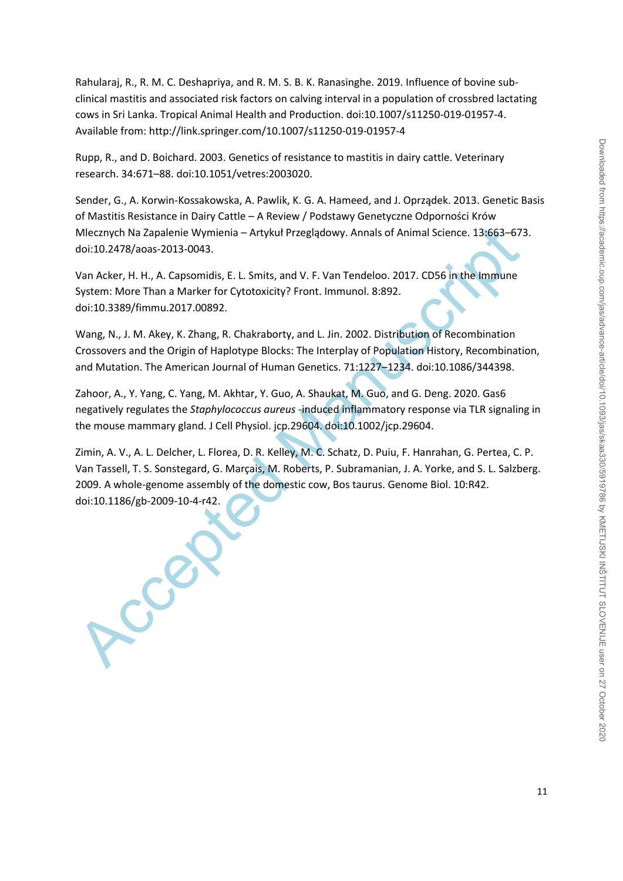Rahularaj, R., R. M. C. Deshapriya, and R. M. S. B. K. Ranasinghe. 2019. Influence of bovine sub-clinical mastitis and associated risk factors on calving interval in a population of crossbred lactating cows in Sri Lanka. Tropical Animal Health and Production. doi:10.1007/s11250-019-01957-4. Available from: http://link.springer.com/10.1007/s11250-019-01957-4

Rupp, R., and D. Boichard. 2003. Genetics of resistance to mastitis in dairy cattle. Veterinary research. 34:671–88. doi:10.1051/vetres:2003020.

Sender, G., A. Korwin-Kossakowska, A. Pawlik, K. G. A. Hameed, and J. Oprządek. 2013. Genetic Basis of Mastitis Resistance in Dairy Cattle – A Review / Podstawy Genetyczne Odporności Krów Mlecznych Na Zapalenie Wymienia – Artykuł Przeglądowy. Annals of Animal Science. 13:663–673. doi:10.2478/aoas-2013-0043.

Van Acker, H. H., A. Capsomidis, E. L. Smits, and V. F. Van Tendeloo. 2017. CD56 in the Immune System: More Than a Marker for Cytotoxicity? Front. Immunol. 8:892. doi:10.3389/fimmu.2017.00892.

Wang, N., J. M. Akey, K. Zhang, R. Chakraborty, and L. Jin. 2002. Distribution of Recombination Crossovers and the Origin of Haplotype Blocks: The Interplay of Population History, Recombination, and Mutation. The American Journal of Human Genetics. 71:1227–1234. doi:10.1086/344398.

Zahoor, A., Y. Yang, C. Yang, M. Akhtar, Y. Guo, A. Shaukat, M. Guo, and G. Deng. 2020. Gas6 negatively regulates the *Staphylococcus aureus* -induced inflammatory response via TLR signaling in the mouse mammary gland. J Cell Physiol. jcp.29604. doi:10.1002/jcp.29604.

Zimin, A. V., A. L. Delcher, L. Florea, D. R. Kelley, M. C. Schatz, D. Puiu, F. Hanrahan, G. Pertea, C. P. Van Tassell, T. S. Sonstegard, G. Marçais, M. Roberts, P. Subramanian, J. A. Yorke, and S. L. Salzberg. 2009. A whole-genome assembly of the domestic cow, Bos taurus. Genome Biol. 10:R42. doi:10.1186/gb-2009-10-4-r42.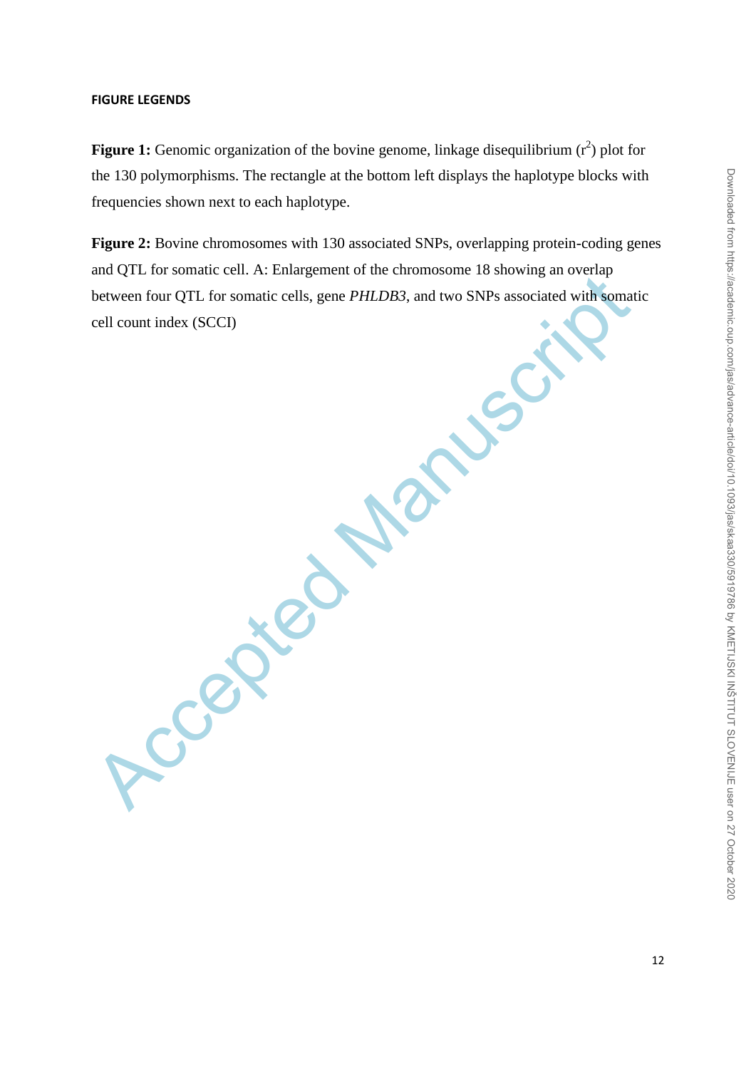#### FIGURE LEGENDS

**Figure 1:** Genomic organization of the bovine genome, linkage disequilibrium ($r^2$) plot for the 130 polymorphisms. The rectangle at the bottom left displays the haplotype blocks with frequencies shown next to each haplotype.

**Figure 2:** Bovine chromosomes with 130 associated SNPs, overlapping protein-coding genes and QTL for somatic cell. A: Enlargement of the chromosome 18 showing an overlap between four QTL for somatic cells, gene *PHLDB3*, and two SNPs associated with somatic cell count index (SCCI)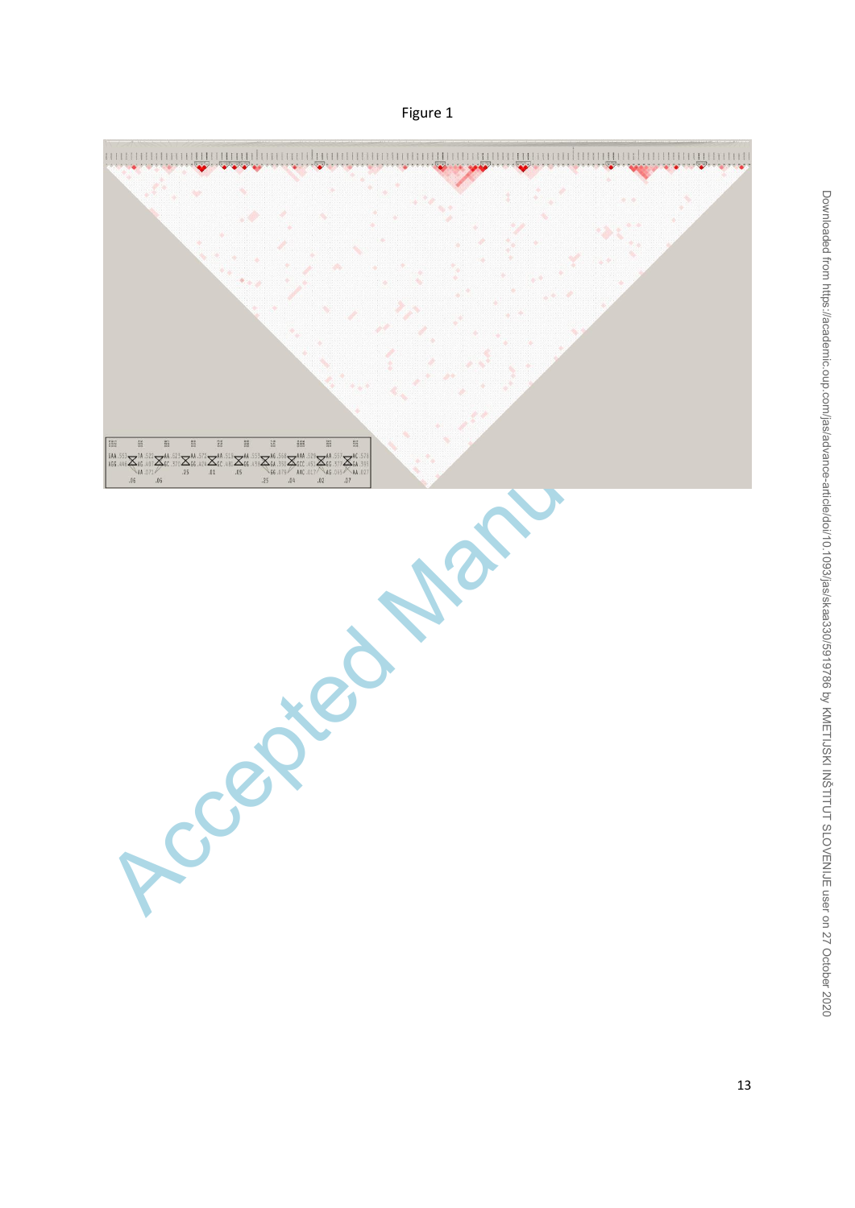Figure 1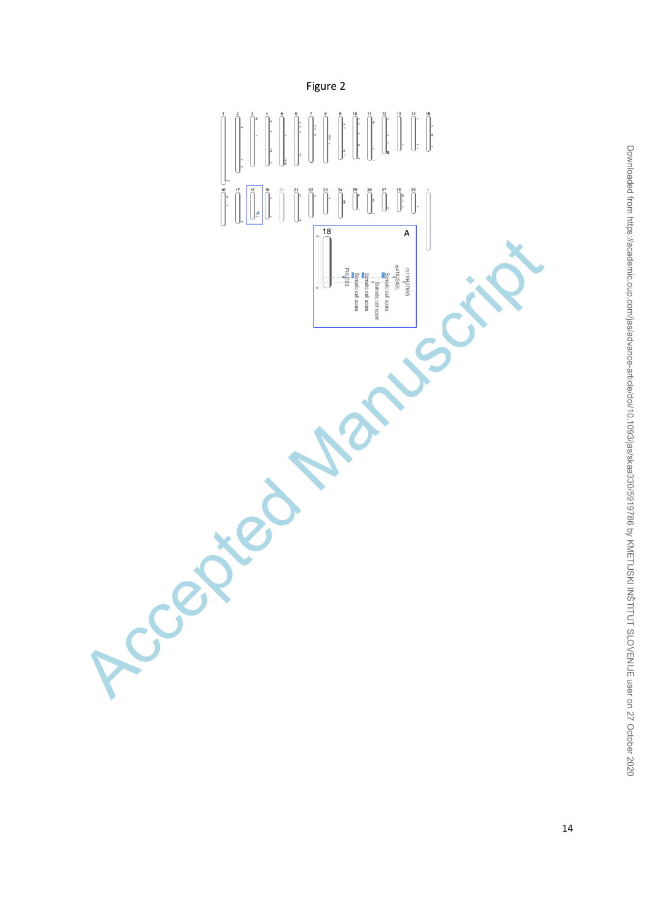Figure 2

1
2
3
4
5
6
7
8
9
10
11
12
13
14
15

16
17
18
19
20
21
22
23
24
25
26
27
28
29
X

18

A

rs110437895

rs41622425

Somatic cell score

Somatic cell count

Somatic cell score

Somatic cell score

PHLDB3